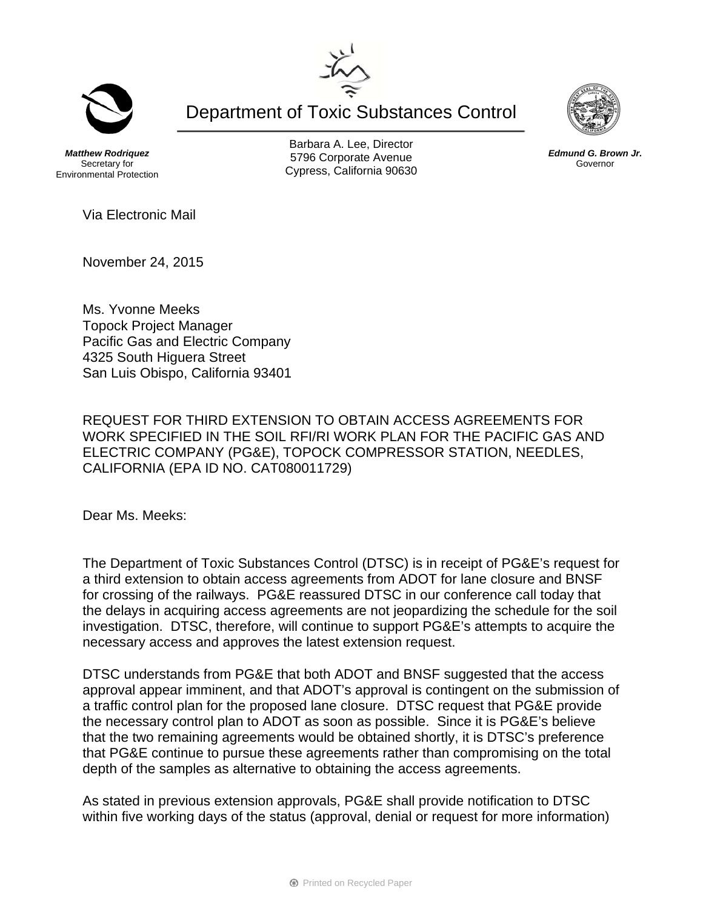# Department of Toxic Substances Control

***Matthew Rodriquez***
Secretary for
Environmental Protection

Barbara A. Lee, Director
5796 Corporate Avenue
Cypress, California 90630

***Edmund G. Brown Jr.***
Governor

Via Electronic Mail

November 24, 2015

Ms. Yvonne Meeks
Topock Project Manager
Pacific Gas and Electric Company
4325 South Higuera Street
San Luis Obispo, California 93401

REQUEST FOR THIRD EXTENSION TO OBTAIN ACCESS AGREEMENTS FOR WORK SPECIFIED IN THE SOIL RFI/RI WORK PLAN FOR THE PACIFIC GAS AND ELECTRIC COMPANY (PG&E), TOPOCK COMPRESSOR STATION, NEEDLES, CALIFORNIA (EPA ID NO. CAT080011729)

Dear Ms. Meeks:

The Department of Toxic Substances Control (DTSC) is in receipt of PG&E's request for a third extension to obtain access agreements from ADOT for lane closure and BNSF for crossing of the railways. PG&E reassured DTSC in our conference call today that the delays in acquiring access agreements are not jeopardizing the schedule for the soil investigation. DTSC, therefore, will continue to support PG&E's attempts to acquire the necessary access and approves the latest extension request.

DTSC understands from PG&E that both ADOT and BNSF suggested that the access approval appear imminent, and that ADOT's approval is contingent on the submission of a traffic control plan for the proposed lane closure. DTSC request that PG&E provide the necessary control plan to ADOT as soon as possible. Since it is PG&E's believe that the two remaining agreements would be obtained shortly, it is DTSC's preference that PG&E continue to pursue these agreements rather than compromising on the total depth of the samples as alternative to obtaining the access agreements.

As stated in previous extension approvals, PG&E shall provide notification to DTSC within five working days of the status (approval, denial or request for more information)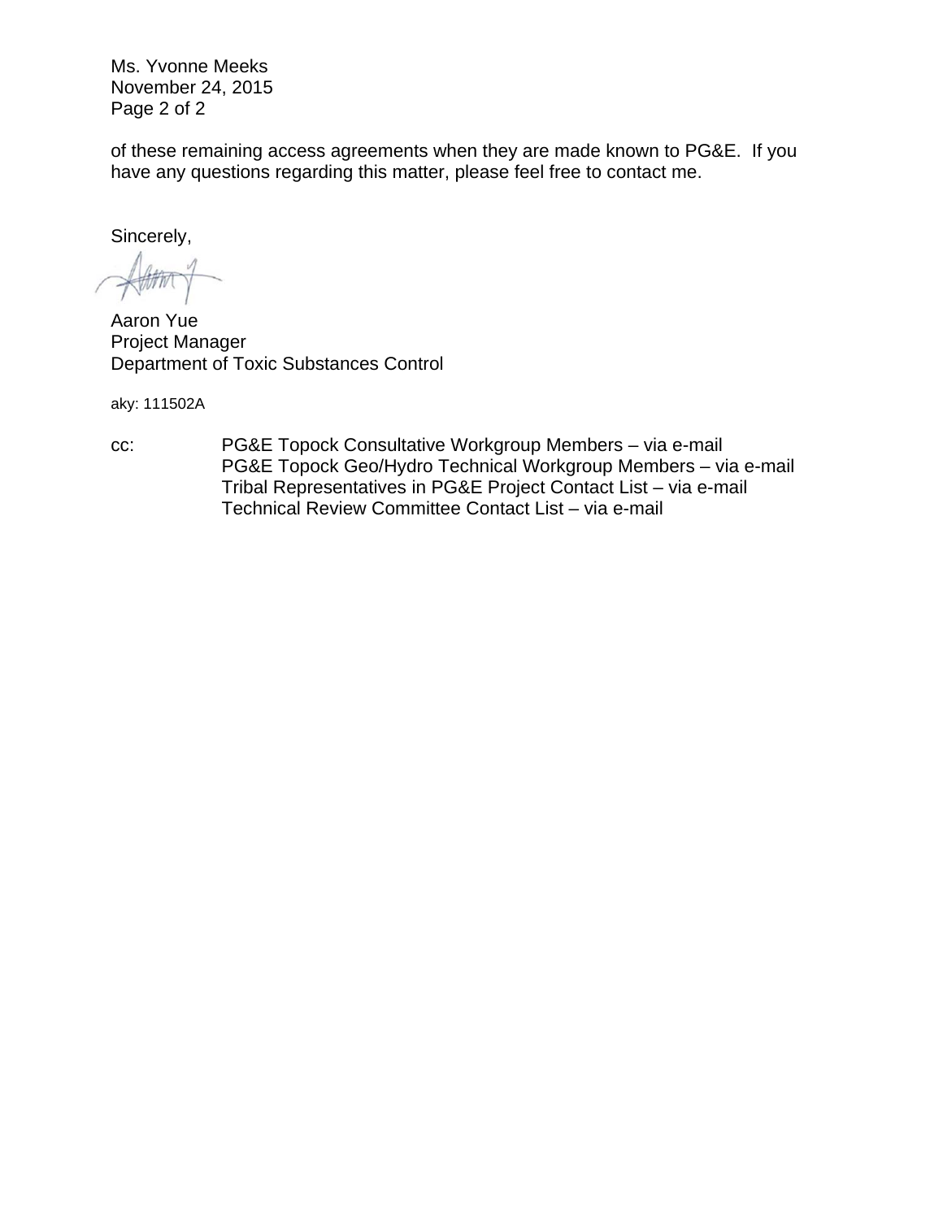of these remaining access agreements when they are made known to PG&E. If you have any questions regarding this matter, please feel free to contact me.

Sincerely,

Aaron Yue
Project Manager
Department of Toxic Substances Control

aky: 111502A

cc: PG&E Topock Consultative Workgroup Members – via e-mail
PG&E Topock Geo/Hydro Technical Workgroup Members – via e-mail
Tribal Representatives in PG&E Project Contact List – via e-mail
Technical Review Committee Contact List – via e-mail